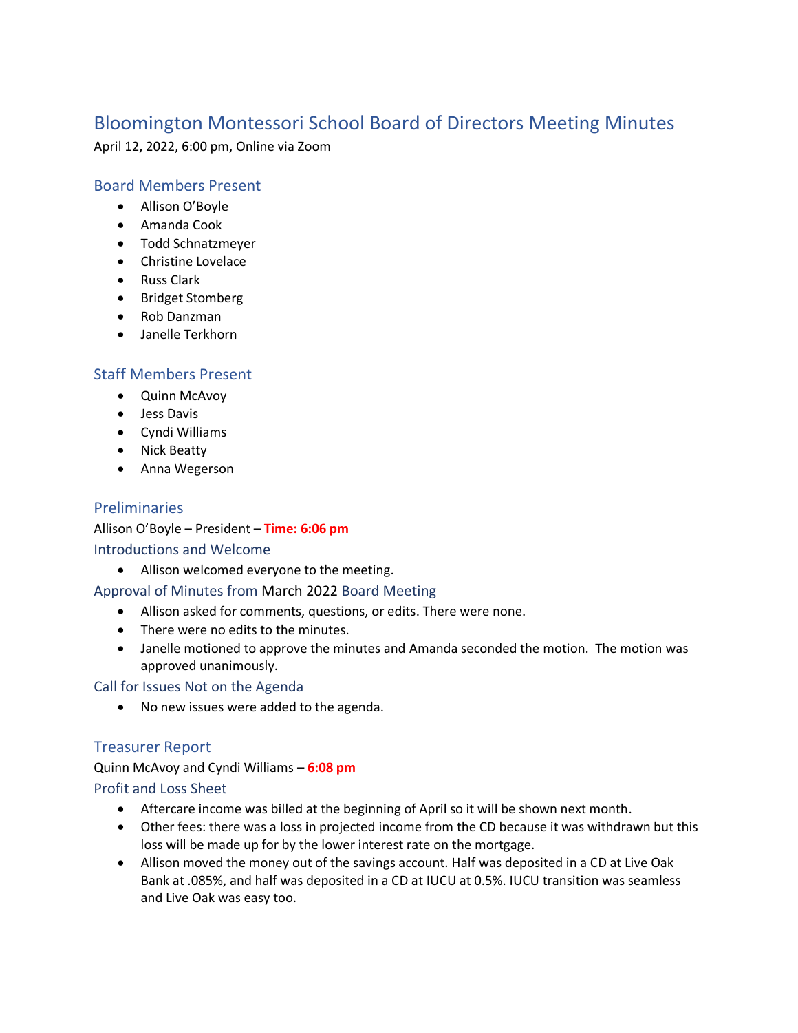# Bloomington Montessori School Board of Directors Meeting Minutes

April 12, 2022, 6:00 pm, Online via Zoom

## Board Members Present

- Allison O'Boyle
- Amanda Cook
- Todd Schnatzmeyer
- Christine Lovelace
- Russ Clark
- Bridget Stomberg
- Rob Danzman
- Janelle Terkhorn

## Staff Members Present

- Quinn McAvoy
- Jess Davis
- Cyndi Williams
- Nick Beatty
- Anna Wegerson

## Preliminaries

Allison O'Boyle – President – **Time: 6:06 pm**

### Introductions and Welcome

- Allison welcomed everyone to the meeting.

### Approval of Minutes from March 2022 Board Meeting

- Allison asked for comments, questions, or edits. There were none.
- There were no edits to the minutes.
- Janelle motioned to approve the minutes and Amanda seconded the motion. The motion was approved unanimously.

### Call for Issues Not on the Agenda

- No new issues were added to the agenda.

## Treasurer Report

Quinn McAvoy and Cyndi Williams – **6:08 pm**

### Profit and Loss Sheet

- Aftercare income was billed at the beginning of April so it will be shown next month.
- Other fees: there was a loss in projected income from the CD because it was withdrawn but this loss will be made up for by the lower interest rate on the mortgage.
- Allison moved the money out of the savings account. Half was deposited in a CD at Live Oak Bank at .085%, and half was deposited in a CD at IUCU at 0.5%. IUCU transition was seamless and Live Oak was easy too.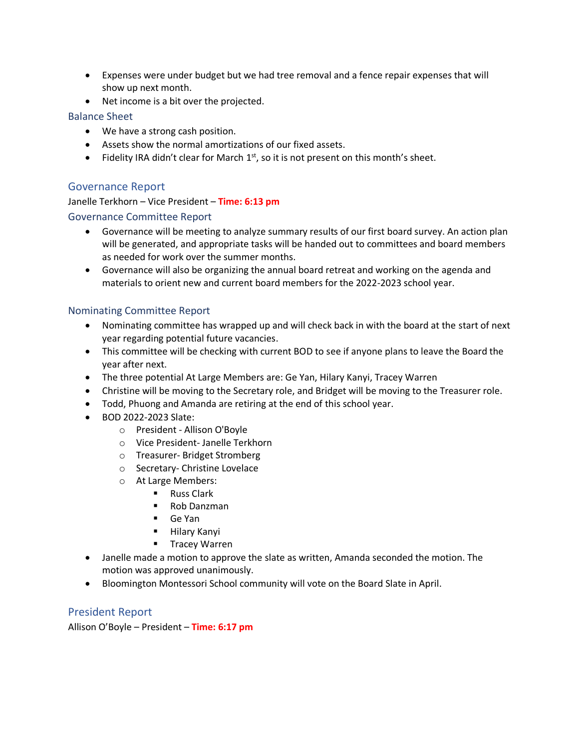- Expenses were under budget but we had tree removal and a fence repair expenses that will show up next month.
- Net income is a bit over the projected.

### Balance Sheet

- We have a strong cash position.
- Assets show the normal amortizations of our fixed assets.
- Fidelity IRA didn't clear for March 1st, so it is not present on this month's sheet.

## Governance Report

Janelle Terkhorn – Vice President – **Time: 6:13 pm**

### Governance Committee Report

- Governance will be meeting to analyze summary results of our first board survey. An action plan will be generated, and appropriate tasks will be handed out to committees and board members as needed for work over the summer months.
- Governance will also be organizing the annual board retreat and working on the agenda and materials to orient new and current board members for the 2022-2023 school year.

### Nominating Committee Report

- Nominating committee has wrapped up and will check back in with the board at the start of next year regarding potential future vacancies.
- This committee will be checking with current BOD to see if anyone plans to leave the Board the year after next.
- The three potential At Large Members are: Ge Yan, Hilary Kanyi, Tracey Warren
- Christine will be moving to the Secretary role, and Bridget will be moving to the Treasurer role.
- Todd, Phuong and Amanda are retiring at the end of this school year.
- BOD 2022-2023 Slate:
  - President - Allison O'Boyle
  - Vice President- Janelle Terkhorn
  - Treasurer- Bridget Stromberg
  - Secretary- Christine Lovelace
  - At Large Members:
    - Russ Clark
    - Rob Danzman
    - Ge Yan
    - Hilary Kanyi
    - Tracey Warren
- Janelle made a motion to approve the slate as written, Amanda seconded the motion. The motion was approved unanimously.
- Bloomington Montessori School community will vote on the Board Slate in April.

## President Report

Allison O'Boyle – President – **Time: 6:17 pm**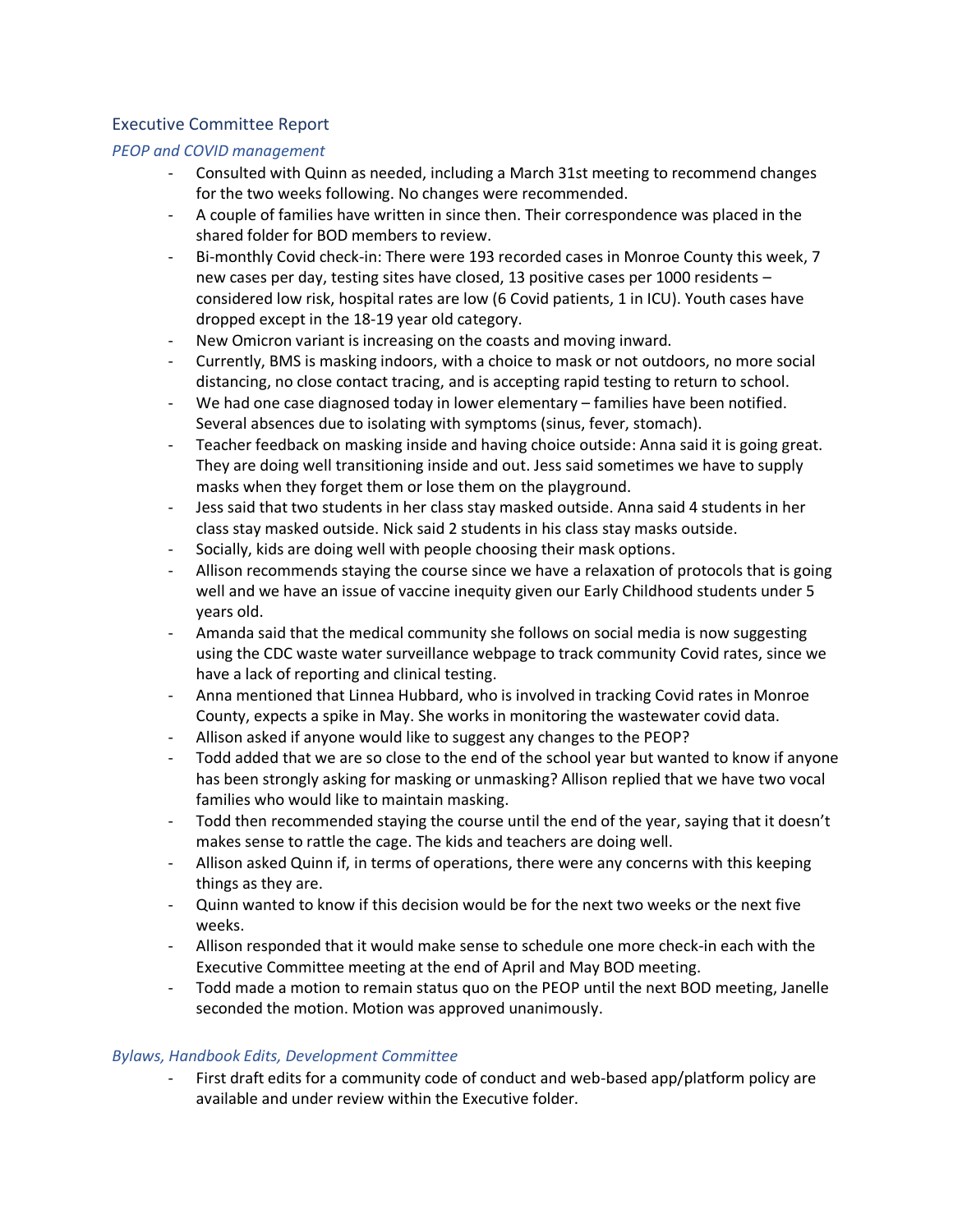## Executive Committee Report

### *PEOP and COVID management*

- Consulted with Quinn as needed, including a March 31st meeting to recommend changes for the two weeks following. No changes were recommended.
- A couple of families have written in since then. Their correspondence was placed in the shared folder for BOD members to review.
- Bi-monthly Covid check-in: There were 193 recorded cases in Monroe County this week, 7 new cases per day, testing sites have closed, 13 positive cases per 1000 residents – considered low risk, hospital rates are low (6 Covid patients, 1 in ICU). Youth cases have dropped except in the 18-19 year old category.
- New Omicron variant is increasing on the coasts and moving inward.
- Currently, BMS is masking indoors, with a choice to mask or not outdoors, no more social distancing, no close contact tracing, and is accepting rapid testing to return to school.
- We had one case diagnosed today in lower elementary – families have been notified. Several absences due to isolating with symptoms (sinus, fever, stomach).
- Teacher feedback on masking inside and having choice outside: Anna said it is going great. They are doing well transitioning inside and out. Jess said sometimes we have to supply masks when they forget them or lose them on the playground.
- Jess said that two students in her class stay masked outside. Anna said 4 students in her class stay masked outside. Nick said 2 students in his class stay masks outside.
- Socially, kids are doing well with people choosing their mask options.
- Allison recommends staying the course since we have a relaxation of protocols that is going well and we have an issue of vaccine inequity given our Early Childhood students under 5 years old.
- Amanda said that the medical community she follows on social media is now suggesting using the CDC waste water surveillance webpage to track community Covid rates, since we have a lack of reporting and clinical testing.
- Anna mentioned that Linnea Hubbard, who is involved in tracking Covid rates in Monroe County, expects a spike in May. She works in monitoring the wastewater covid data.
- Allison asked if anyone would like to suggest any changes to the PEOP?
- Todd added that we are so close to the end of the school year but wanted to know if anyone has been strongly asking for masking or unmasking? Allison replied that we have two vocal families who would like to maintain masking.
- Todd then recommended staying the course until the end of the year, saying that it doesn't makes sense to rattle the cage. The kids and teachers are doing well.
- Allison asked Quinn if, in terms of operations, there were any concerns with this keeping things as they are.
- Quinn wanted to know if this decision would be for the next two weeks or the next five weeks.
- Allison responded that it would make sense to schedule one more check-in each with the Executive Committee meeting at the end of April and May BOD meeting.
- Todd made a motion to remain status quo on the PEOP until the next BOD meeting, Janelle seconded the motion. Motion was approved unanimously.

### *Bylaws, Handbook Edits, Development Committee*

- First draft edits for a community code of conduct and web-based app/platform policy are available and under review within the Executive folder.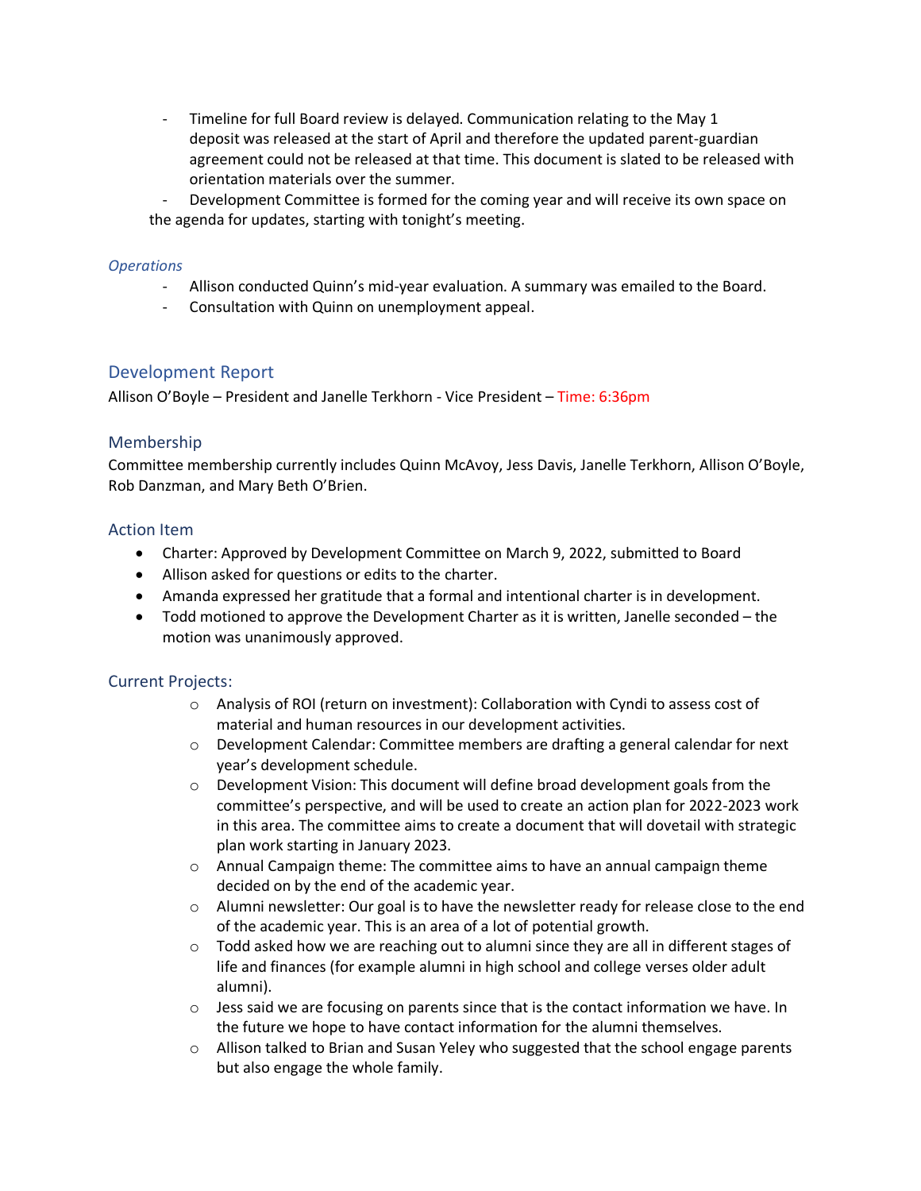- Timeline for full Board review is delayed. Communication relating to the May 1 deposit was released at the start of April and therefore the updated parent-guardian agreement could not be released at that time. This document is slated to be released with orientation materials over the summer.
- Development Committee is formed for the coming year and will receive its own space on the agenda for updates, starting with tonight's meeting.

*Operations*

- Allison conducted Quinn's mid-year evaluation. A summary was emailed to the Board.
- Consultation with Quinn on unemployment appeal.

## Development Report

Allison O'Boyle – President and Janelle Terkhorn - Vice President – Time: 6:36pm

### Membership

Committee membership currently includes Quinn McAvoy, Jess Davis, Janelle Terkhorn, Allison O'Boyle, Rob Danzman, and Mary Beth O'Brien.

### Action Item

- Charter: Approved by Development Committee on March 9, 2022, submitted to Board
- Allison asked for questions or edits to the charter.
- Amanda expressed her gratitude that a formal and intentional charter is in development.
- Todd motioned to approve the Development Charter as it is written, Janelle seconded – the motion was unanimously approved.

### Current Projects:

- Analysis of ROI (return on investment): Collaboration with Cyndi to assess cost of material and human resources in our development activities.
- Development Calendar: Committee members are drafting a general calendar for next year's development schedule.
- Development Vision: This document will define broad development goals from the committee's perspective, and will be used to create an action plan for 2022-2023 work in this area. The committee aims to create a document that will dovetail with strategic plan work starting in January 2023.
- Annual Campaign theme: The committee aims to have an annual campaign theme decided on by the end of the academic year.
- Alumni newsletter: Our goal is to have the newsletter ready for release close to the end of the academic year. This is an area of a lot of potential growth.
- Todd asked how we are reaching out to alumni since they are all in different stages of life and finances (for example alumni in high school and college verses older adult alumni).
- Jess said we are focusing on parents since that is the contact information we have. In the future we hope to have contact information for the alumni themselves.
- Allison talked to Brian and Susan Yeley who suggested that the school engage parents but also engage the whole family.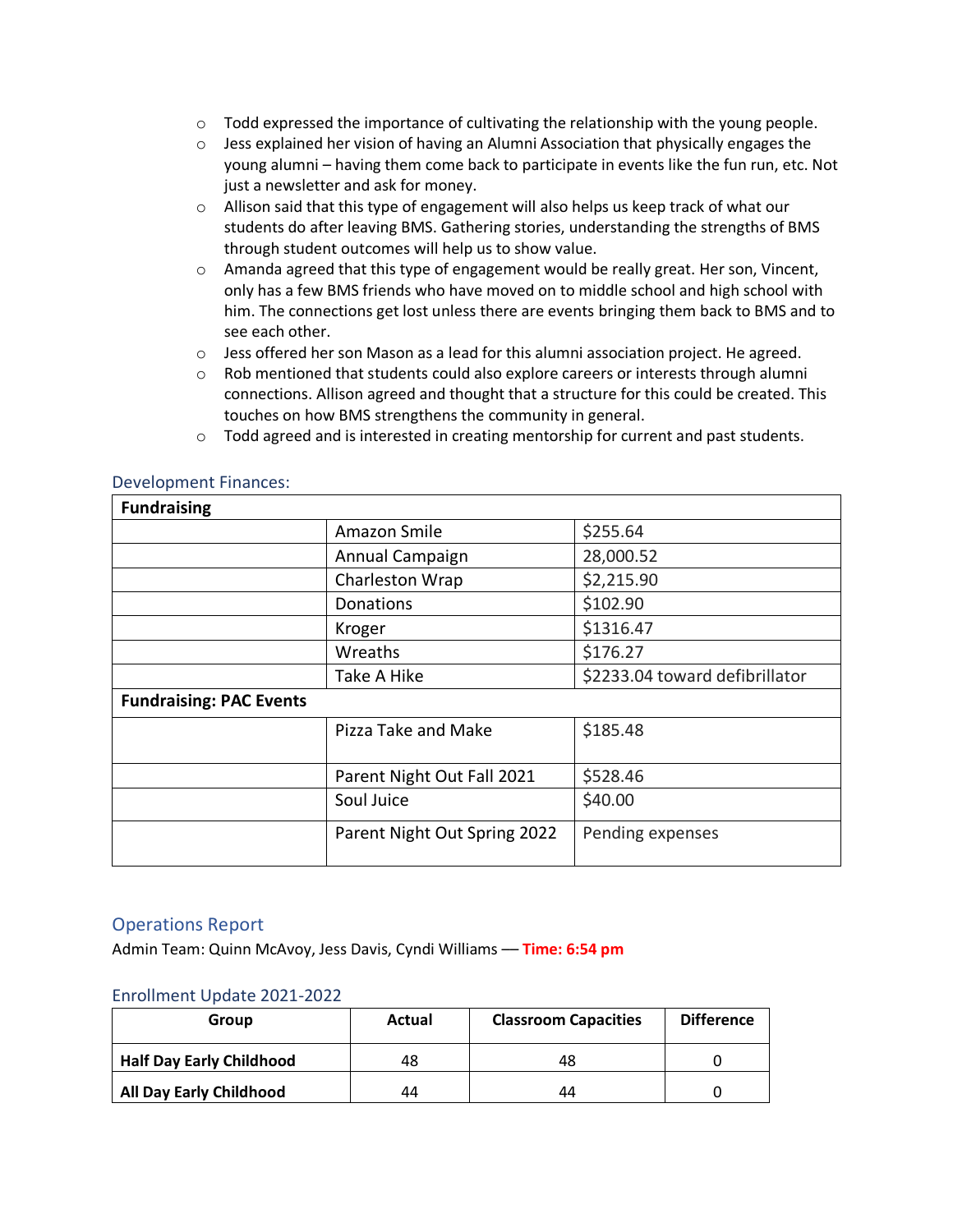- Todd expressed the importance of cultivating the relationship with the young people.
- Jess explained her vision of having an Alumni Association that physically engages the young alumni – having them come back to participate in events like the fun run, etc. Not just a newsletter and ask for money.
- Allison said that this type of engagement will also helps us keep track of what our students do after leaving BMS. Gathering stories, understanding the strengths of BMS through student outcomes will help us to show value.
- Amanda agreed that this type of engagement would be really great. Her son, Vincent, only has a few BMS friends who have moved on to middle school and high school with him. The connections get lost unless there are events bringing them back to BMS and to see each other.
- Jess offered her son Mason as a lead for this alumni association project. He agreed.
- Rob mentioned that students could also explore careers or interests through alumni connections. Allison agreed and thought that a structure for this could be created. This touches on how BMS strengthens the community in general.
- Todd agreed and is interested in creating mentorship for current and past students.

### Development Finances:

| **Fundraising** | | |
|---|---|---|
| | Amazon Smile | $255.64 |
| | Annual Campaign | 28,000.52 |
| | Charleston Wrap | $2,215.90 |
| | Donations | $102.90 |
| | Kroger | $1316.47 |
| | Wreaths | $176.27 |
| | Take A Hike | $2233.04 toward defibrillator |
| **Fundraising: PAC Events** | | |
| | Pizza Take and Make | $185.48 |
| | Parent Night Out Fall 2021 | $528.46 |
| | Soul Juice | $40.00 |
| | Parent Night Out Spring 2022 | Pending expenses |

## Operations Report

Admin Team: Quinn McAvoy, Jess Davis, Cyndi Williams — **Time: 6:54 pm**

### Enrollment Update 2021-2022

| Group | Actual | Classroom Capacities | Difference |
|---|---|---|---|
| **Half Day Early Childhood** | 48 | 48 | 0 |
| **All Day Early Childhood** | 44 | 44 | 0 |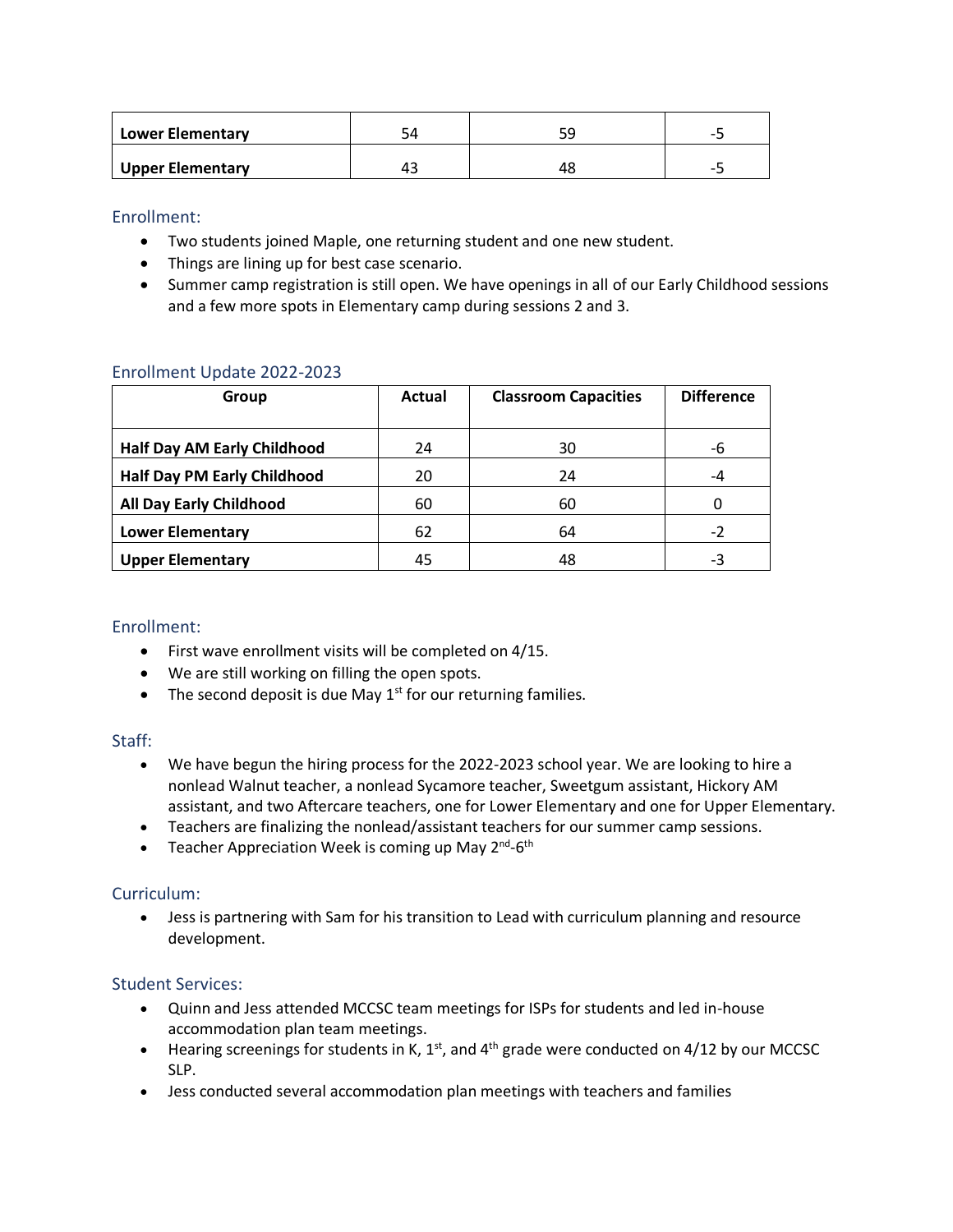| Lower Elementary | 54 | 59 | -5 |
|---|---|---|---|
| Upper Elementary | 43 | 48 | -5 |

### Enrollment:

- Two students joined Maple, one returning student and one new student.
- Things are lining up for best case scenario.
- Summer camp registration is still open. We have openings in all of our Early Childhood sessions and a few more spots in Elementary camp during sessions 2 and 3.

### Enrollment Update 2022-2023

| Group | Actual | Classroom Capacities | Difference |
|---|---|---|---|
| **Half Day AM Early Childhood** | 24 | 30 | -6 |
| **Half Day PM Early Childhood** | 20 | 24 | -4 |
| **All Day Early Childhood** | 60 | 60 | 0 |
| **Lower Elementary** | 62 | 64 | -2 |
| **Upper Elementary** | 45 | 48 | -3 |

### Enrollment:

- First wave enrollment visits will be completed on 4/15.
- We are still working on filling the open spots.
- The second deposit is due May 1st for our returning families.

### Staff:

- We have begun the hiring process for the 2022-2023 school year. We are looking to hire a nonlead Walnut teacher, a nonlead Sycamore teacher, Sweetgum assistant, Hickory AM assistant, and two Aftercare teachers, one for Lower Elementary and one for Upper Elementary.
- Teachers are finalizing the nonlead/assistant teachers for our summer camp sessions.
- Teacher Appreciation Week is coming up May 2nd-6th

### Curriculum:

- Jess is partnering with Sam for his transition to Lead with curriculum planning and resource development.

### Student Services:

- Quinn and Jess attended MCCSC team meetings for ISPs for students and led in-house accommodation plan team meetings.
- Hearing screenings for students in K, 1st, and 4th grade were conducted on 4/12 by our MCCSC SLP.
- Jess conducted several accommodation plan meetings with teachers and families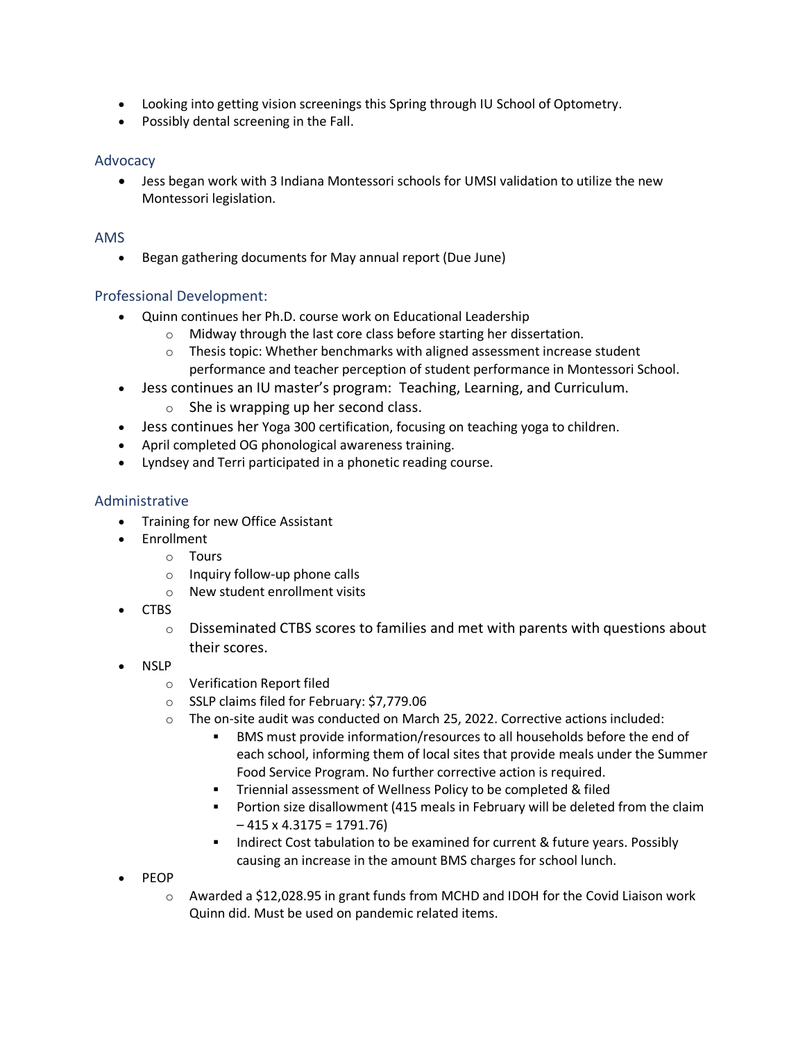- Looking into getting vision screenings this Spring through IU School of Optometry.
- Possibly dental screening in the Fall.

## Advocacy

- Jess began work with 3 Indiana Montessori schools for UMSI validation to utilize the new Montessori legislation.

## AMS

- Began gathering documents for May annual report (Due June)

## Professional Development:

- Quinn continues her Ph.D. course work on Educational Leadership
  - Midway through the last core class before starting her dissertation.
  - Thesis topic: Whether benchmarks with aligned assessment increase student performance and teacher perception of student performance in Montessori School.
- Jess continues an IU master's program: Teaching, Learning, and Curriculum.
  - She is wrapping up her second class.
- Jess continues her Yoga 300 certification, focusing on teaching yoga to children.
- April completed OG phonological awareness training.
- Lyndsey and Terri participated in a phonetic reading course.

## Administrative

- Training for new Office Assistant
- Enrollment
  - Tours
  - Inquiry follow-up phone calls
  - New student enrollment visits
- CTBS
  - Disseminated CTBS scores to families and met with parents with questions about their scores.
- NSLP
  - Verification Report filed
  - SSLP claims filed for February: $7,779.06
  - The on-site audit was conducted on March 25, 2022. Corrective actions included:
    - BMS must provide information/resources to all households before the end of each school, informing them of local sites that provide meals under the Summer Food Service Program. No further corrective action is required.
    - Triennial assessment of Wellness Policy to be completed & filed
    - Portion size disallowment (415 meals in February will be deleted from the claim – 415 x 4.3175 = 1791.76)
    - Indirect Cost tabulation to be examined for current & future years. Possibly causing an increase in the amount BMS charges for school lunch.
- PEOP
  - Awarded a $12,028.95 in grant funds from MCHD and IDOH for the Covid Liaison work Quinn did. Must be used on pandemic related items.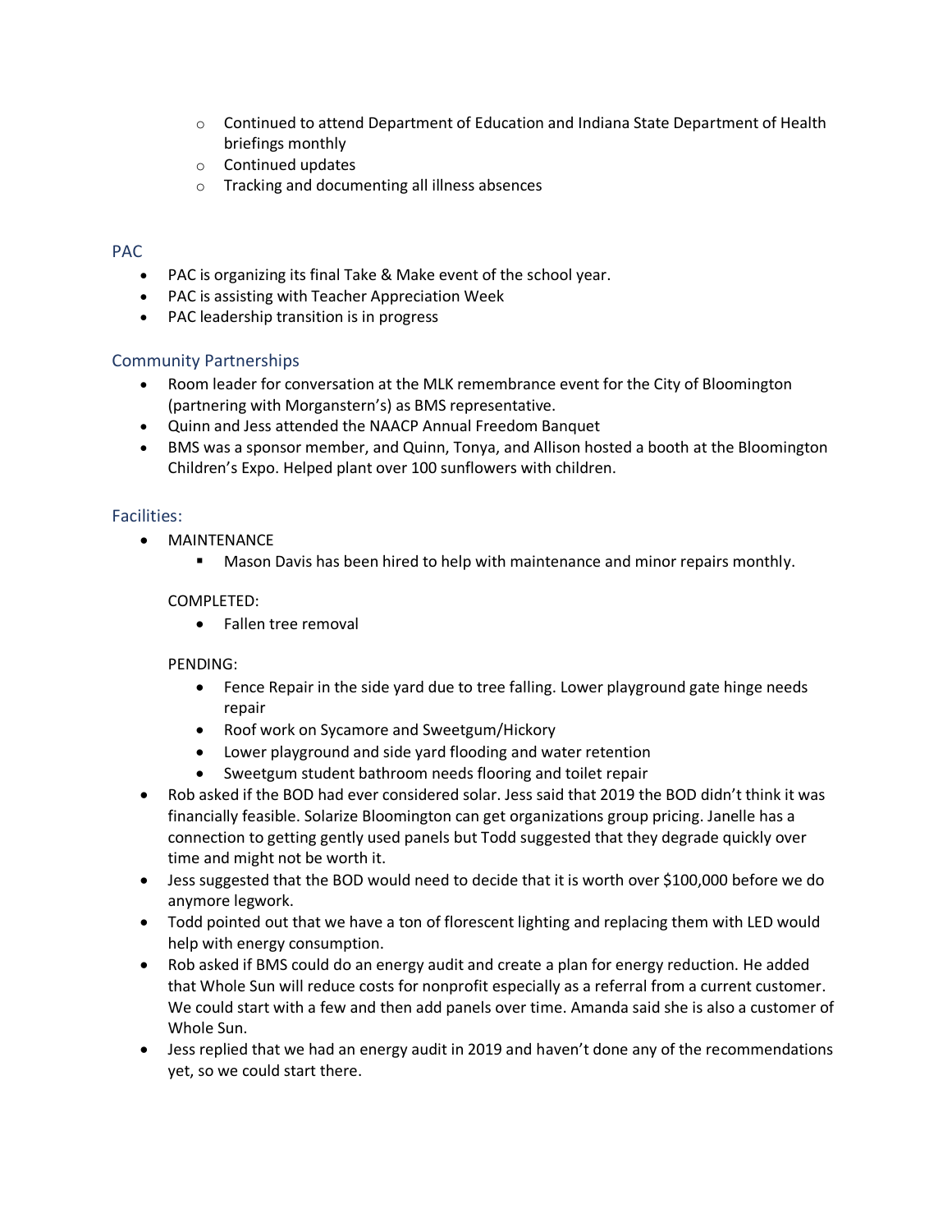- Continued to attend Department of Education and Indiana State Department of Health briefings monthly
    - Continued updates
    - Tracking and documenting all illness absences

## PAC

- PAC is organizing its final Take & Make event of the school year.
- PAC is assisting with Teacher Appreciation Week
- PAC leadership transition is in progress

## Community Partnerships

- Room leader for conversation at the MLK remembrance event for the City of Bloomington (partnering with Morganstern's) as BMS representative.
- Quinn and Jess attended the NAACP Annual Freedom Banquet
- BMS was a sponsor member, and Quinn, Tonya, and Allison hosted a booth at the Bloomington Children's Expo. Helped plant over 100 sunflowers with children.

## Facilities:

- MAINTENANCE
    - Mason Davis has been hired to help with maintenance and minor repairs monthly.

  COMPLETED:

    - Fallen tree removal

  PENDING:

    - Fence Repair in the side yard due to tree falling. Lower playground gate hinge needs repair
    - Roof work on Sycamore and Sweetgum/Hickory
    - Lower playground and side yard flooding and water retention
    - Sweetgum student bathroom needs flooring and toilet repair
- Rob asked if the BOD had ever considered solar. Jess said that 2019 the BOD didn't think it was financially feasible. Solarize Bloomington can get organizations group pricing. Janelle has a connection to getting gently used panels but Todd suggested that they degrade quickly over time and might not be worth it.
- Jess suggested that the BOD would need to decide that it is worth over $100,000 before we do anymore legwork.
- Todd pointed out that we have a ton of florescent lighting and replacing them with LED would help with energy consumption.
- Rob asked if BMS could do an energy audit and create a plan for energy reduction. He added that Whole Sun will reduce costs for nonprofit especially as a referral from a current customer. We could start with a few and then add panels over time. Amanda said she is also a customer of Whole Sun.
- Jess replied that we had an energy audit in 2019 and haven't done any of the recommendations yet, so we could start there.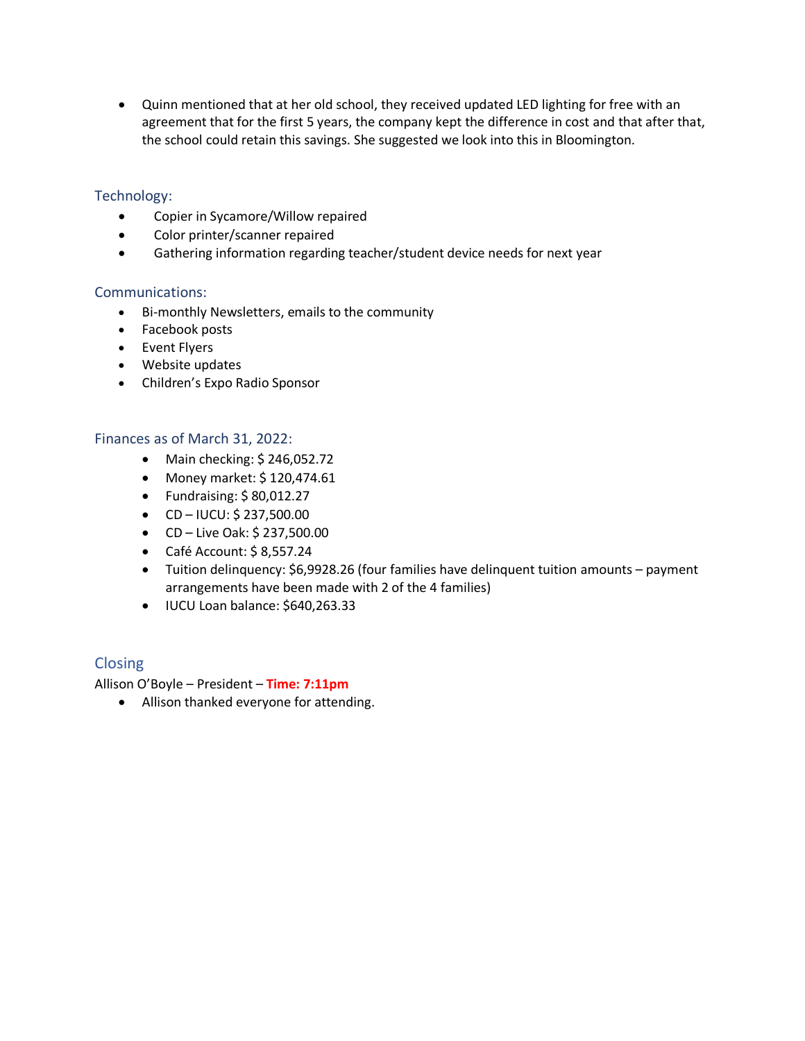- Quinn mentioned that at her old school, they received updated LED lighting for free with an agreement that for the first 5 years, the company kept the difference in cost and that after that, the school could retain this savings. She suggested we look into this in Bloomington.

## Technology:

- Copier in Sycamore/Willow repaired
- Color printer/scanner repaired
- Gathering information regarding teacher/student device needs for next year

## Communications:

- Bi-monthly Newsletters, emails to the community
- Facebook posts
- Event Flyers
- Website updates
- Children's Expo Radio Sponsor

## Finances as of March 31, 2022:

- Main checking: $ 246,052.72
- Money market: $ 120,474.61
- Fundraising: $ 80,012.27
- CD – IUCU: $ 237,500.00
- CD – Live Oak: $ 237,500.00
- Café Account: $ 8,557.24
- Tuition delinquency: $6,9928.26 (four families have delinquent tuition amounts – payment arrangements have been made with 2 of the 4 families)
- IUCU Loan balance: $640,263.33

## Closing

Allison O'Boyle – President – **Time: 7:11pm**

- Allison thanked everyone for attending.